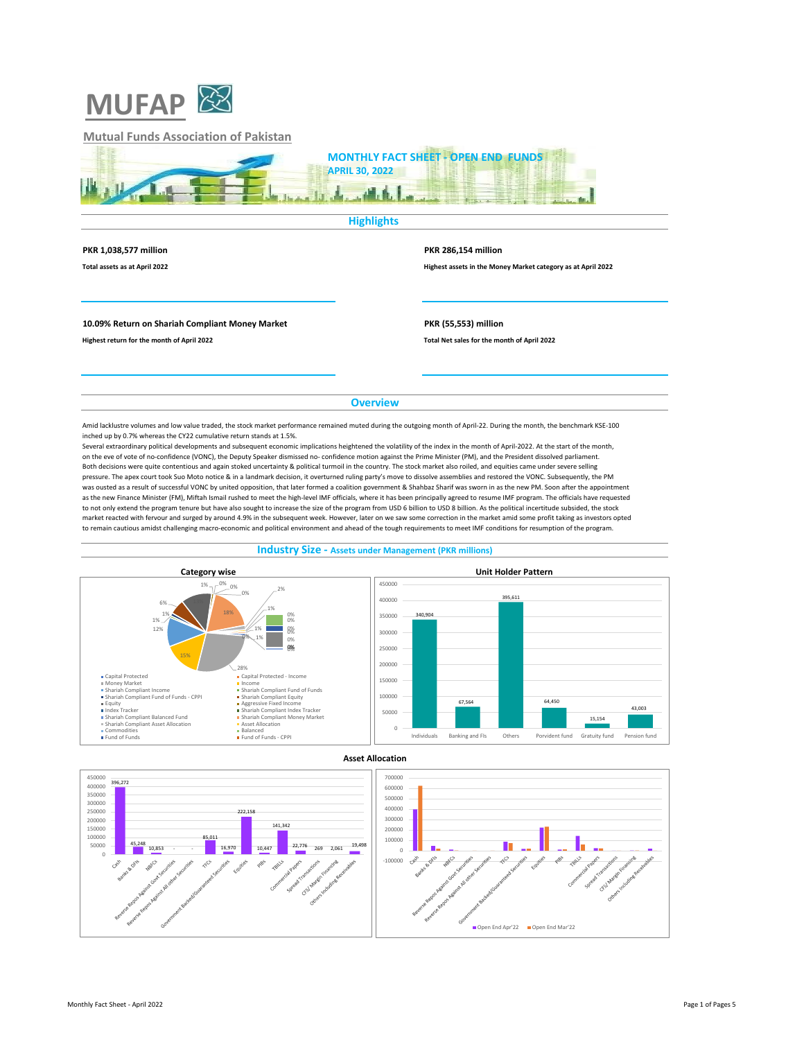# MUFAP

**Mutual Funds Association of Pakistan**

## MONTHLY FACT SHEET - OPEN END FUNDS
## APRIL 30, 2022

## Highlights

**PKR 1,038,577 million**

**Total assets as at April 2022**

**PKR 286,154 million**

**Highest assets in the Money Market category as at April 2022**

**10.09% Return on Shariah Compliant Money Market**

**Highest return for the month of April 2022**

**PKR (55,553) million**

**Total Net sales for the month of April 2022**

## Overview

Amid lacklustre volumes and low value traded, the stock market performance remained muted during the outgoing month of April-22. During the month, the benchmark KSE-100 inched up by 0.7% whereas the CY22 cumulative return stands at 1.5%.
Several extraordinary political developments and subsequent economic implications heightened the volatility of the index in the month of April-2022. At the start of the month, on the eve of vote of no-confidence (VONC), the Deputy Speaker dismissed no- confidence motion against the Prime Minister (PM), and the President dissolved parliament. Both decisions were quite contentious and again stoked uncertainty & political turmoil in the country. The stock market also roiled, and equities came under severe selling pressure. The apex court took Suo Moto notice & in a landmark decision, it overturned ruling party's move to dissolve assemblies and restored the VONC. Subsequently, the PM was ousted as a result of successful VONC by united opposition, that later formed a coalition government & Shahbaz Sharif was sworn in as the new PM. Soon after the appointment as the new Finance Minister (FM), Miftah Ismail rushed to meet the high-level IMF officials, where it has been principally agreed to resume IMF program. The officials have requested to not only extend the program tenure but have also sought to increase the size of the program from USD 6 billion to USD 8 billion. As the political incertitude subsided, the stock market reacted with fervour and surged by around 4.9% in the subsequent week. However, later on we saw some correction in the market amid some profit taking as investors opted to remain cautious amidst challenging macro-economic and political environment and ahead of the tough requirements to meet IMF conditions for resumption of the program.

## Industry Size - Assets under Management (PKR millions)

### Category wise

Categories: Capital Protected, Capital Protected - Income, Money Market, Income, Shariah Compliant Income, Shariah Compliant Fund of Funds, Shariah Compliant Fund of Funds - CPPI, Shariah Compliant Equity, Equity, Aggressive Fixed Income, Index Tracker, Shariah Compliant Index Tracker, Shariah Compliant Balanced Fund, Shariah Compliant Money Market, Shariah Compliant Asset Allocation, Asset Allocation, Commodities, Balanced, Fund of Funds, Fund of Funds - CPPI

### Unit Holder Pattern

| Individuals | Banking and FIs | Others | Porvident fund | Gratuity fund | Pension fund |
|---|---|---|---|---|---|
| 340,904 | 67,564 | 395,611 | 64,450 | 15,154 | 43,003 |

### Asset Allocation

| Cash | Banks & DFIs | NBFCs | Reverse Repos Against Govt Securities | Reverse Repos Against All other Securities | TFCs | Government Backed/Guaranteed Securities | Equities | PIBs | TBILLs | Commercial Papers | Spread Transactions | CFS/ Margin Financing | Others Including Receivables |
|---|---|---|---|---|---|---|---|---|---|---|---|---|---|
| 396,272 | 45,248 | 10,853 | - | - | 85,011 | 16,970 | 222,158 | 10,447 | 141,342 | 22,776 | 269 | 2,061 | 19,498 |

Legend (comparison chart): Open End Apr'22, Open End Mar'22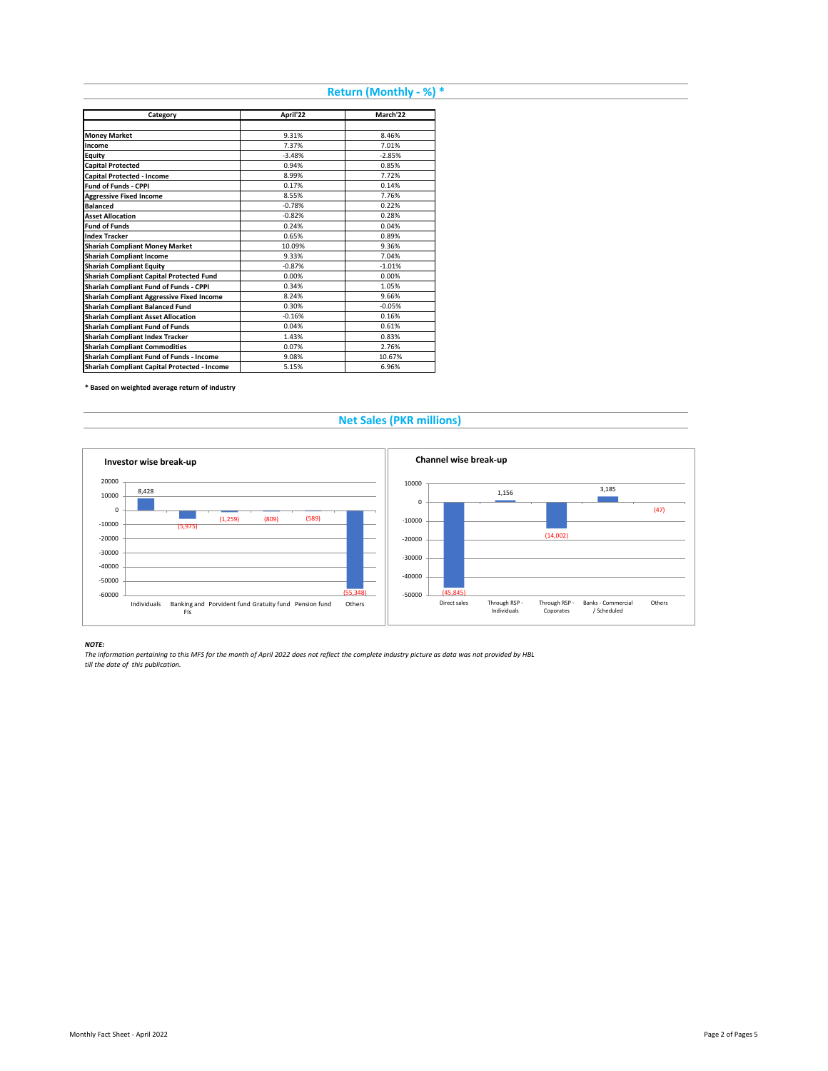## Return (Monthly - %) *

| Category | April'22 | March'22 |
|---|---|---|
| **Money Market** | 9.31% | 8.46% |
| **Income** | 7.37% | 7.01% |
| **Equity** | -3.48% | -2.85% |
| **Capital Protected** | 0.94% | 0.85% |
| **Capital Protected - Income** | 8.99% | 7.72% |
| **Fund of Funds - CPPI** | 0.17% | 0.14% |
| **Aggressive Fixed Income** | 8.55% | 7.76% |
| **Balanced** | -0.78% | 0.22% |
| **Asset Allocation** | -0.82% | 0.28% |
| **Fund of Funds** | 0.24% | 0.04% |
| **Index Tracker** | 0.65% | 0.89% |
| **Shariah Compliant Money Market** | 10.09% | 9.36% |
| **Shariah Compliant Income** | 9.33% | 7.04% |
| **Shariah Compliant Equity** | -0.87% | -1.01% |
| **Shariah Compliant Capital Protected Fund** | 0.00% | 0.00% |
| **Shariah Compliant Fund of Funds - CPPI** | 0.34% | 1.05% |
| **Shariah Compliant Aggressive Fixed Income** | 8.24% | 9.66% |
| **Shariah Compliant Balanced Fund** | 0.30% | -0.05% |
| **Shariah Compliant Asset Allocation** | -0.16% | 0.16% |
| **Shariah Compliant Fund of Funds** | 0.04% | 0.61% |
| **Shariah Compliant Index Tracker** | 1.43% | 0.83% |
| **Shariah Compliant Commodities** | 0.07% | 2.76% |
| **Shariah Compliant Fund of Funds - Income** | 9.08% | 10.67% |
| **Shariah Compliant Capital Protected - Income** | 5.15% | 6.96% |

**\* Based on weighted average return of industry**

## Net Sales (PKR millions)

### Investor wise break-up

| Investor | Net Sales |
|---|---|
| Individuals | 8,428 |
| Banking and FIs | (5,975) |
| Porvident fund | (1,259) |
| Gratuity fund | (809) |
| Pension fund | (589) |
| Others | (55,348) |

### Channel wise break-up

| Channel | Net Sales |
|---|---|
| Direct sales | (45,845) |
| Through RSP - Individuals | 1,156 |
| Through RSP - Coporates | (14,002) |
| Banks - Commercial / Scheduled | 3,185 |
| Others | (47) |

***NOTE:***

*The information pertaining to this MFS for the month of April 2022 does not reflect the complete industry picture as data was not provided by HBL till the date of this publication.*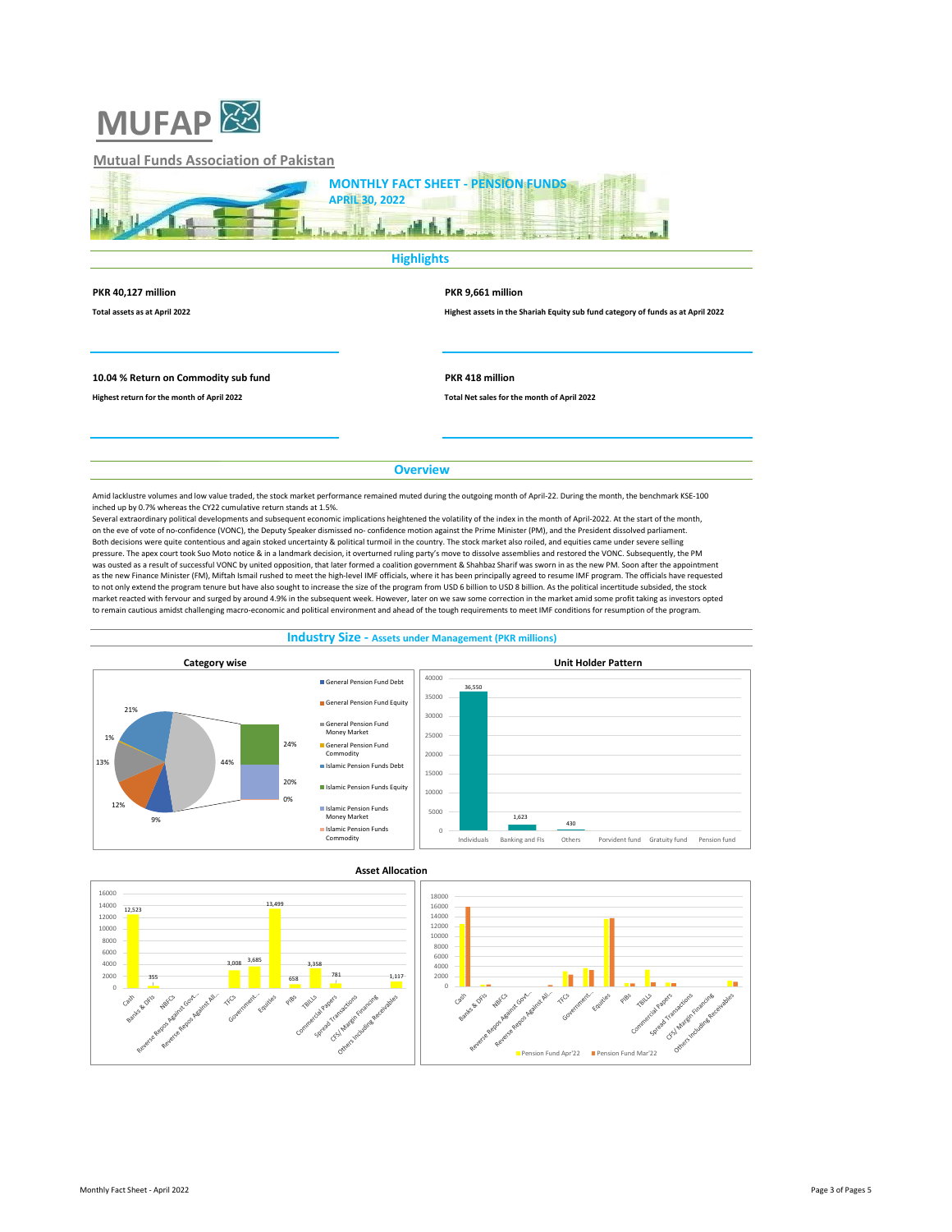# MUFAP

**Mutual Funds Association of Pakistan**

## MONTHLY FACT SHEET - PENSION FUNDS
## APRIL 30, 2022

## Highlights

**PKR 40,127 million**

**Total assets as at April 2022**

**PKR 9,661 million**

**Highest assets in the Shariah Equity sub fund category of funds as at April 2022**

**10.04 % Return on Commodity sub fund**

**Highest return for the month of April 2022**

**PKR 418 million**

**Total Net sales for the month of April 2022**

## Overview

Amid lacklustre volumes and low value traded, the stock market performance remained muted during the outgoing month of April-22. During the month, the benchmark KSE-100 inched up by 0.7% whereas the CY22 cumulative return stands at 1.5%.

Several extraordinary political developments and subsequent economic implications heightened the volatility of the index in the month of April-2022. At the start of the month, on the eve of vote of no-confidence (VONC), the Deputy Speaker dismissed no- confidence motion against the Prime Minister (PM), and the President dissolved parliament. Both decisions were quite contentious and again stoked uncertainty & political turmoil in the country. The stock market also roiled, and equities came under severe selling pressure. The apex court took Suo Moto notice & in a landmark decision, it overturned ruling party's move to dissolve assemblies and restored the VONC. Subsequently, the PM was ousted as a result of successful VONC by united opposition, that later formed a coalition government & Shahbaz Sharif was sworn in as the new PM. Soon after the appointment as the new Finance Minister (FM), Miftah Ismail rushed to meet the high-level IMF officials, where it has been principally agreed to resume IMF program. The officials have requested to not only extend the program tenure but have also sought to increase the size of the program from USD 6 billion to USD 8 billion. As the political incertitude subsided, the stock market reacted with fervour and surged by around 4.9% in the subsequent week. However, later on we saw some correction in the market amid some profit taking as investors opted to remain cautious amidst challenging macro-economic and political environment and ahead of the tough requirements to meet IMF conditions for resumption of the program.

## Industry Size - Assets under Management (PKR millions)

### Category wise

| Category | Share |
|---|---|
| General Pension Fund Debt | 9% |
| General Pension Fund Equity | 12% |
| General Pension Fund Money Market | 13% |
| General Pension Fund Commodity | 1% |
| Islamic Pension Funds Debt | 21% |
| Islamic Pension Funds Equity | 24% |
| Islamic Pension Funds Money Market | 20% |
| Islamic Pension Funds Commodity | 0% |
| (Islamic Pension Funds total) | 44% |

### Unit Holder Pattern

| Individuals | Banking and FIs | Others | Porvident fund | Gratuity fund | Pension fund |
|---|---|---|---|---|---|
| 36,550 | 1,623 | 430 | | | |

### Asset Allocation

| Cash | Banks & DFIs | NBFCs | Reverse Repos Against Govt... | Reverse Repos Against All... | TFCs | Government... | Equities | PIBs | TBILLs | Commercial Papers | Spread Transactions | CFS/ Margin Financing | Others Including Receivables |
|---|---|---|---|---|---|---|---|---|---|---|---|---|---|
| 12,523 | 355 | | | | 3,008 | 3,685 | 13,499 | 658 | 3,358 | | 781 | | 1,117 |

Pension Fund Apr'22 vs Pension Fund Mar'22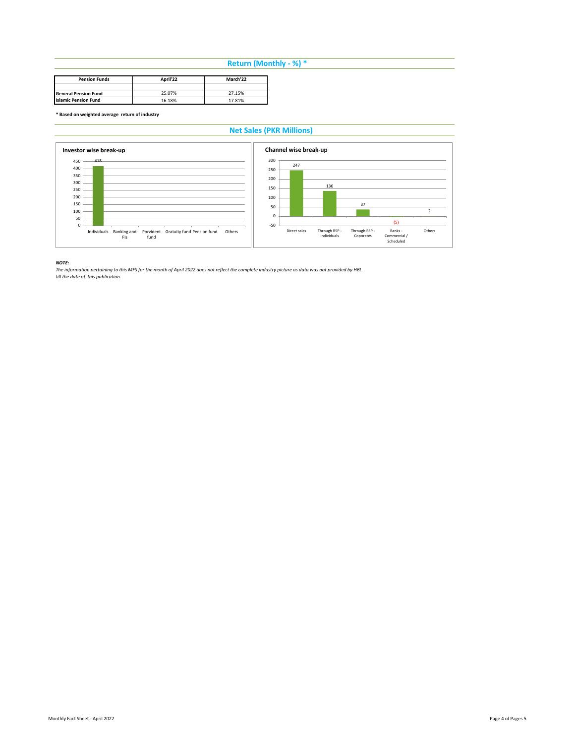## Return (Monthly - %) *

| Pension Funds | April'22 | March'22 |
| --- | --- | --- |
| | | |
| General Pension Fund | 25.07% | 27.15% |
| Islamic Pension Fund | 16.18% | 17.81% |

**\* Based on weighted average return of industry**

## Net Sales (PKR Millions)

**Investor wise break-up**

| Individuals | Banking and FIs | Porvident fund | Gratuity fund | Pension fund | Others |
| --- | --- | --- | --- | --- | --- |
| 418 | | | | | |

**Channel wise break-up**

| Direct sales | Through RSP - Individuals | Through RSP - Coporates | Banks - Commercial / Scheduled | Others |
| --- | --- | --- | --- | --- |
| 247 | 136 | 37 | (5) | 2 |

***NOTE:***

*The information pertaining to this MFS for the month of April 2022 does not reflect the complete industry picture as data was not provided by HBL till the date of this publication.*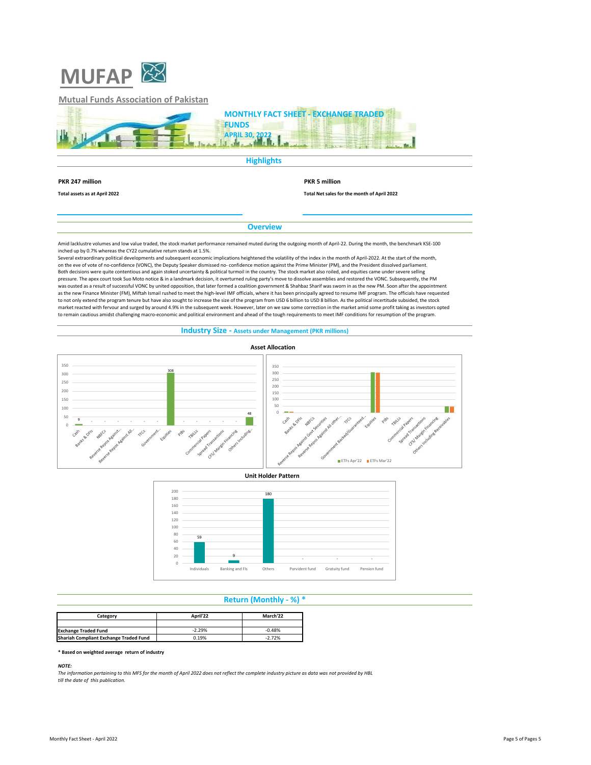# MUFAP

Mutual Funds Association of Pakistan

## MONTHLY FACT SHEET - EXCHANGE TRADED FUNDS
## APRIL 30, 2022

## Highlights

**PKR 247 million**

**Total assets as at April 2022**

**PKR 5 million**

**Total Net sales for the month of April 2022**

## Overview

Amid lacklustre volumes and low value traded, the stock market performance remained muted during the outgoing month of April-22. During the month, the benchmark KSE-100 inched up by 0.7% whereas the CY22 cumulative return stands at 1.5%.
Several extraordinary political developments and subsequent economic implications heightened the volatility of the index in the month of April-2022. At the start of the month, on the eve of vote of no-confidence (VONC), the Deputy Speaker dismissed no- confidence motion against the Prime Minister (PM), and the President dissolved parliament. Both decisions were quite contentious and again stoked uncertainty & political turmoil in the country. The stock market also roiled, and equities came under severe selling pressure. The apex court took Suo Moto notice & in a landmark decision, it overturned ruling party's move to dissolve assemblies and restored the VONC. Subsequently, the PM was ousted as a result of successful VONC by united opposition, that later formed a coalition government & Shahbaz Sharif was sworn in as the new PM. Soon after the appointment as the new Finance Minister (FM), Miftah Ismail rushed to meet the high-level IMF officials, where it has been principally agreed to resume IMF program. The officials have requested to not only extend the program tenure but have also sought to increase the size of the program from USD 6 billion to USD 8 billion. As the political incertitude subsided, the stock market reacted with fervour and surged by around 4.9% in the subsequent week. However, later on we saw some correction in the market amid some profit taking as investors opted to remain cautious amidst challenging macro-economic and political environment and ahead of the tough requirements to meet IMF conditions for resumption of the program.

## Industry Size - Assets under Management (PKR millions)

**Asset Allocation**

350
300
250
200
150
100
50
0
9
308
48
Cash, Banks & DFIs, NBFCs, Reverse Repos Against..., Reverse Repos Against All..., TFCs, Government..., Equities, PIBs, TBILLs, Commercial Papers, Spread Transactions, CFS/ Margin Financing, Others Including...

350
300
250
200
150
100
50
0
Cash, Banks & DFIs, NBFCs, Reverse Repos Against Govt Securities, Reverse Repos Against All other..., Government Backed/Guaranteed..., TFCs, Equities, PIBs, TBILLs, Commercial Papers, Spread Transactions, CFS/ Margin Financing, Others Including Receivables
ETFs Apr'22
ETFs Mar'22

**Unit Holder Pattern**

200
180
160
140
120
100
80
60
40
20
0
59
9
180
Individuals, Banking and FIs, Others, Porvident fund, Gratuity fund, Pension fund

## Return (Monthly - %) *

| Category | April'22 | March'22 |
|---|---|---|
| Exchange Traded Fund | -2.29% | -0.48% |
| Shariah Compliant Exchange Traded Fund | 0.19% | -2.72% |

**\* Based on weighted average return of industry**

***NOTE:***

*The information pertaining to this MFS for the month of April 2022 does not reflect the complete industry picture as data was not provided by HBL till the date of this publication.*